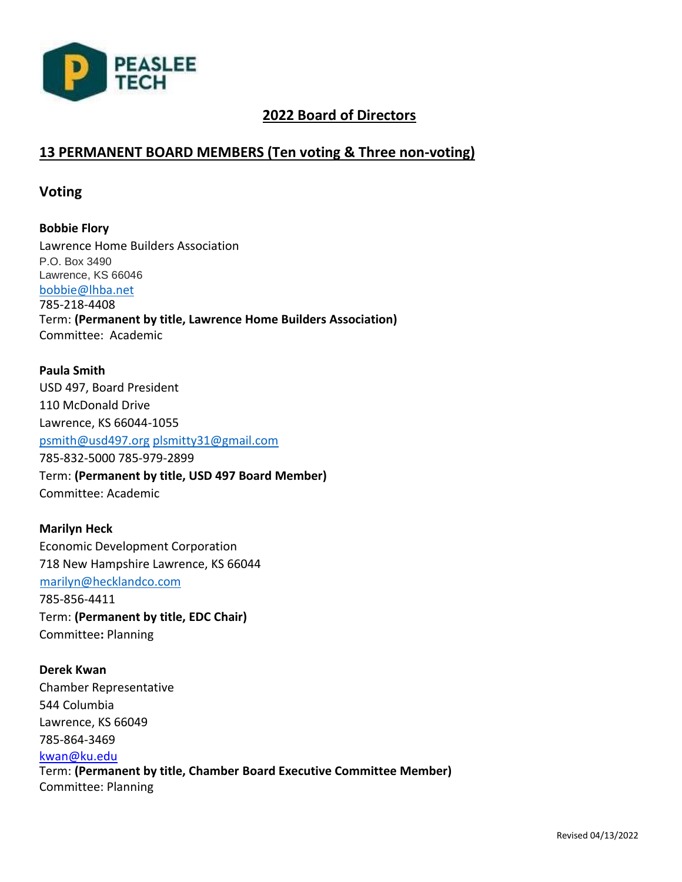PEASLEE TECH

## 2022 Board of Directors

## 13 PERMANENT BOARD MEMBERS (Ten voting & Three non-voting)

### Voting

**Bobbie Flory**
Lawrence Home Builders Association
P.O. Box 3490
Lawrence, KS 66046
bobbie@lhba.net
785-218-4408
Term: **(Permanent by title, Lawrence Home Builders Association)**
Committee: Academic

**Paula Smith**
USD 497, Board President
110 McDonald Drive
Lawrence, KS 66044-1055
psmith@usd497.org plsmitty31@gmail.com
785-832-5000 785-979-2899
Term: **(Permanent by title, USD 497 Board Member)**
Committee: Academic

**Marilyn Heck**
Economic Development Corporation
718 New Hampshire Lawrence, KS 66044
marilyn@hecklandco.com
785-856-4411
Term: **(Permanent by title, EDC Chair)**
Committee**:** Planning

**Derek Kwan**
Chamber Representative
544 Columbia
Lawrence, KS 66049
785-864-3469
kwan@ku.edu
Term: **(Permanent by title, Chamber Board Executive Committee Member)**
Committee: Planning

Revised 04/13/2022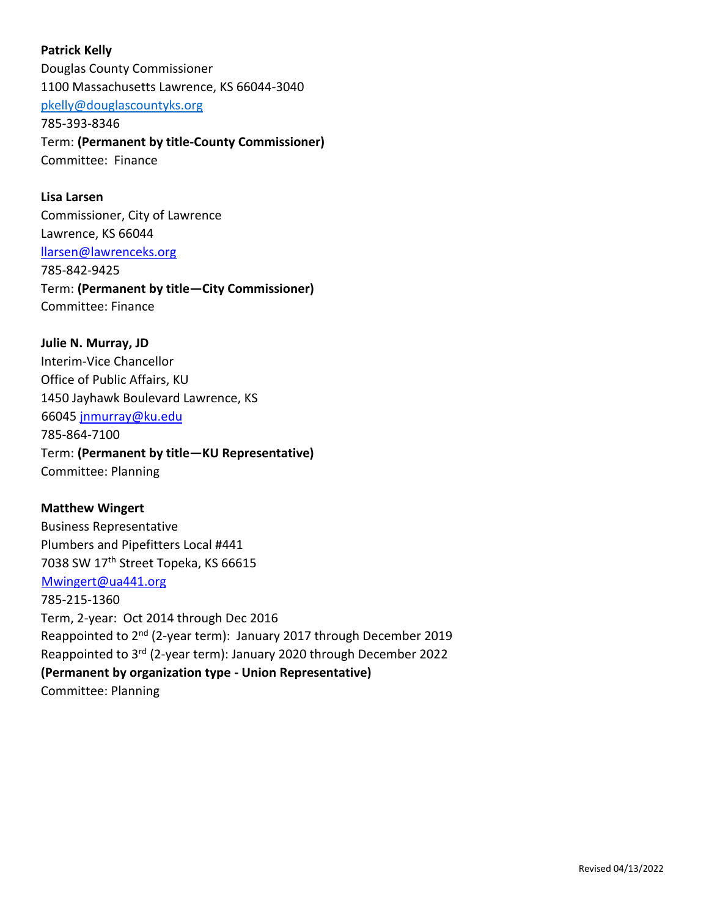**Patrick Kelly**
Douglas County Commissioner
1100 Massachusetts Lawrence, KS 66044-3040
pkelly@douglascountyks.org
785-393-8346
Term: **(Permanent by title-County Commissioner)**
Committee: Finance

**Lisa Larsen**
Commissioner, City of Lawrence
Lawrence, KS 66044
llarsen@lawrenceks.org
785-842-9425
Term: **(Permanent by title—City Commissioner)**
Committee: Finance

**Julie N. Murray, JD**
Interim-Vice Chancellor
Office of Public Affairs, KU
1450 Jayhawk Boulevard Lawrence, KS
66045 jnmurray@ku.edu
785-864-7100
Term: **(Permanent by title—KU Representative)**
Committee: Planning

**Matthew Wingert**
Business Representative
Plumbers and Pipefitters Local #441
7038 SW 17th Street Topeka, KS 66615
Mwingert@ua441.org
785-215-1360
Term, 2-year: Oct 2014 through Dec 2016
Reappointed to 2nd (2-year term): January 2017 through December 2019
Reappointed to 3rd (2-year term): January 2020 through December 2022
**(Permanent by organization type - Union Representative)**
Committee: Planning

Revised 04/13/2022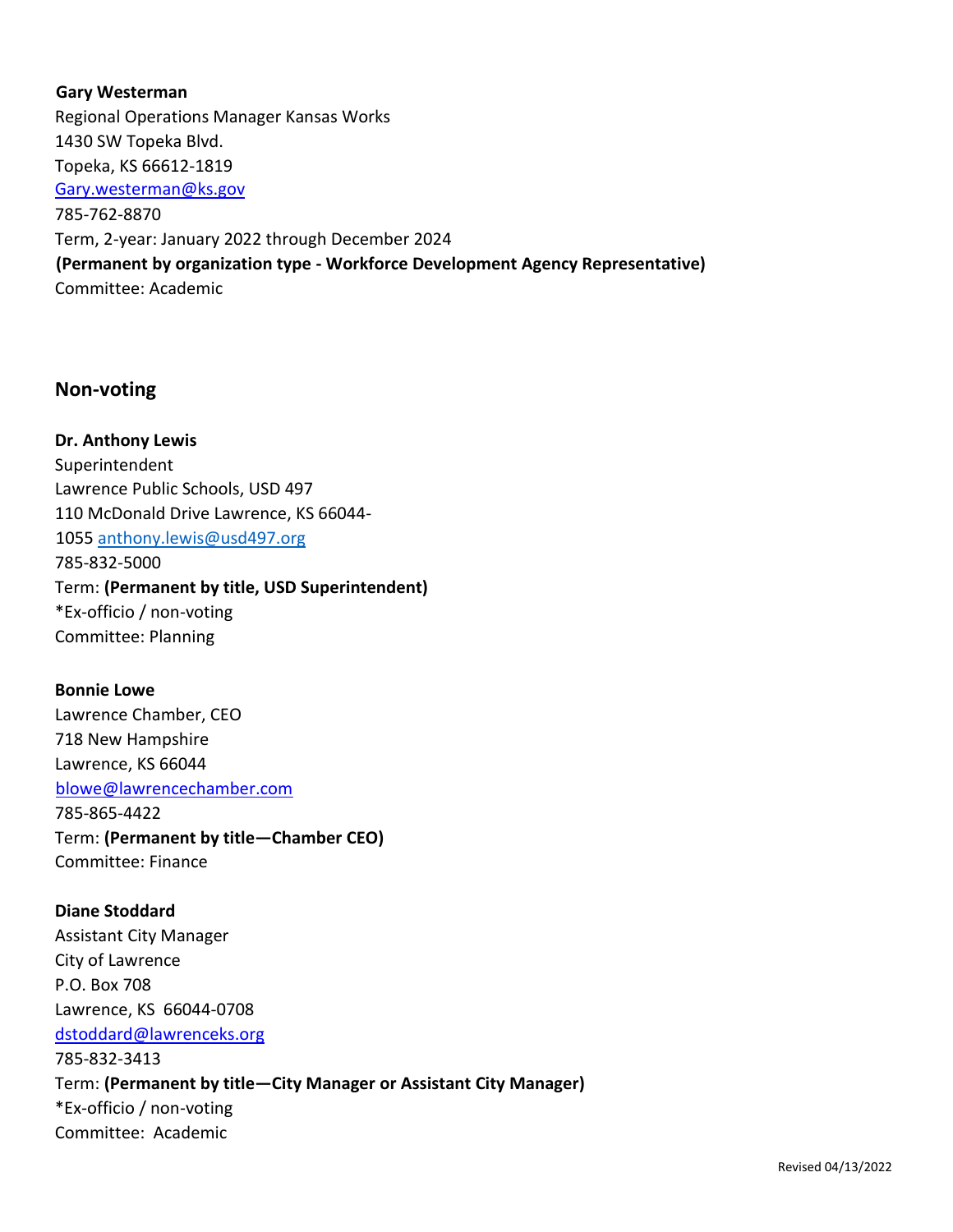**Gary Westerman**
Regional Operations Manager Kansas Works
1430 SW Topeka Blvd.
Topeka, KS 66612-1819
Gary.westerman@ks.gov
785-762-8870
Term, 2-year: January 2022 through December 2024
**(Permanent by organization type - Workforce Development Agency Representative)**
Committee: Academic

## Non-voting

**Dr. Anthony Lewis**
Superintendent
Lawrence Public Schools, USD 497
110 McDonald Drive Lawrence, KS 66044-1055 anthony.lewis@usd497.org
785-832-5000
Term: **(Permanent by title, USD Superintendent)**
*Ex-officio / non-voting
Committee: Planning

**Bonnie Lowe**
Lawrence Chamber, CEO
718 New Hampshire
Lawrence, KS 66044
blowe@lawrencechamber.com
785-865-4422
Term: **(Permanent by title—Chamber CEO)**
Committee: Finance

**Diane Stoddard**
Assistant City Manager
City of Lawrence
P.O. Box 708
Lawrence, KS 66044-0708
dstoddard@lawrenceks.org
785-832-3413
Term: **(Permanent by title—City Manager or Assistant City Manager)**
*Ex-officio / non-voting
Committee: Academic

Revised 04/13/2022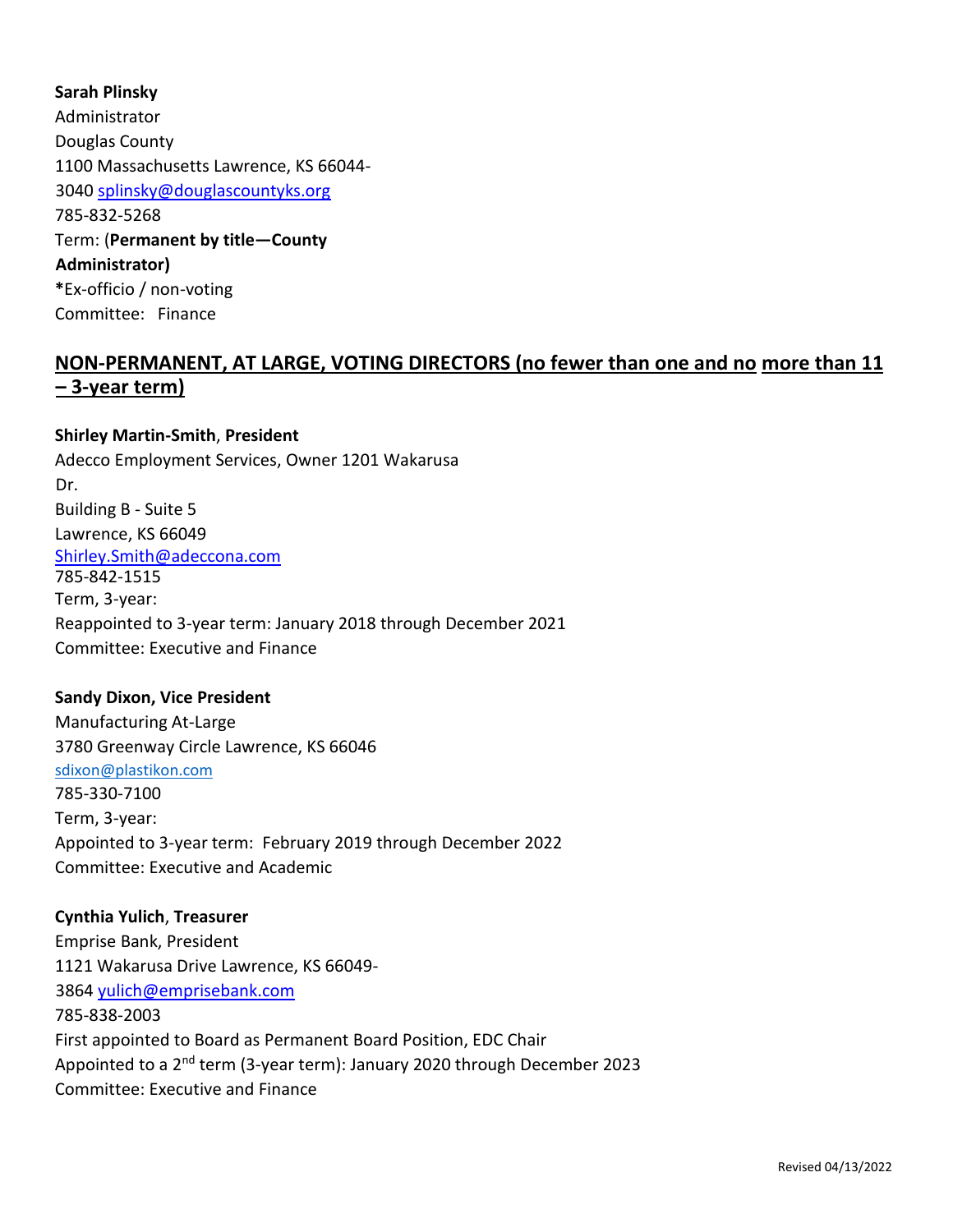**Sarah Plinsky**
Administrator
Douglas County
1100 Massachusetts Lawrence, KS 66044-3040 splinsky@douglascountyks.org
785-832-5268
Term: (**Permanent by title—County Administrator)**
**\***Ex-officio / non-voting
Committee: Finance

## NON-PERMANENT, AT LARGE, VOTING DIRECTORS (no fewer than one and no more than 11 – 3-year term)

**Shirley Martin-Smith**, **President**
Adecco Employment Services, Owner 1201 Wakarusa Dr.
Building B - Suite 5
Lawrence, KS 66049
Shirley.Smith@adeccona.com
785-842-1515
Term, 3-year:
Reappointed to 3-year term: January 2018 through December 2021
Committee: Executive and Finance

**Sandy Dixon, Vice President**
Manufacturing At-Large
3780 Greenway Circle Lawrence, KS 66046
sdixon@plastikon.com
785-330-7100
Term, 3-year:
Appointed to 3-year term: February 2019 through December 2022
Committee: Executive and Academic

**Cynthia Yulich**, **Treasurer**
Emprise Bank, President
1121 Wakarusa Drive Lawrence, KS 66049-3864 yulich@emprisebank.com
785-838-2003
First appointed to Board as Permanent Board Position, EDC Chair
Appointed to a 2nd term (3-year term): January 2020 through December 2023
Committee: Executive and Finance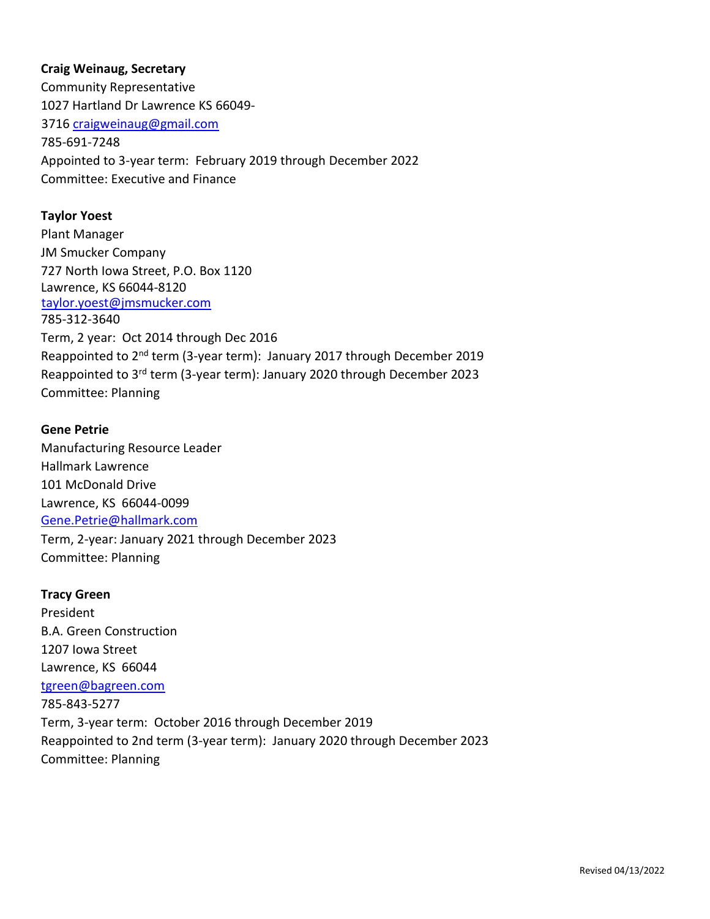**Craig Weinaug, Secretary**
Community Representative
1027 Hartland Dr Lawrence KS 66049-3716 craigweinaug@gmail.com
785-691-7248
Appointed to 3-year term: February 2019 through December 2022
Committee: Executive and Finance

**Taylor Yoest**
Plant Manager
JM Smucker Company
727 North Iowa Street, P.O. Box 1120
Lawrence, KS 66044-8120
taylor.yoest@jmsmucker.com
785-312-3640
Term, 2 year: Oct 2014 through Dec 2016
Reappointed to 2nd term (3-year term): January 2017 through December 2019
Reappointed to 3rd term (3-year term): January 2020 through December 2023
Committee: Planning

**Gene Petrie**
Manufacturing Resource Leader
Hallmark Lawrence
101 McDonald Drive
Lawrence, KS 66044-0099
Gene.Petrie@hallmark.com
Term, 2-year: January 2021 through December 2023
Committee: Planning

**Tracy Green**
President
B.A. Green Construction
1207 Iowa Street
Lawrence, KS 66044
tgreen@bagreen.com
785-843-5277
Term, 3-year term: October 2016 through December 2019
Reappointed to 2nd term (3-year term): January 2020 through December 2023
Committee: Planning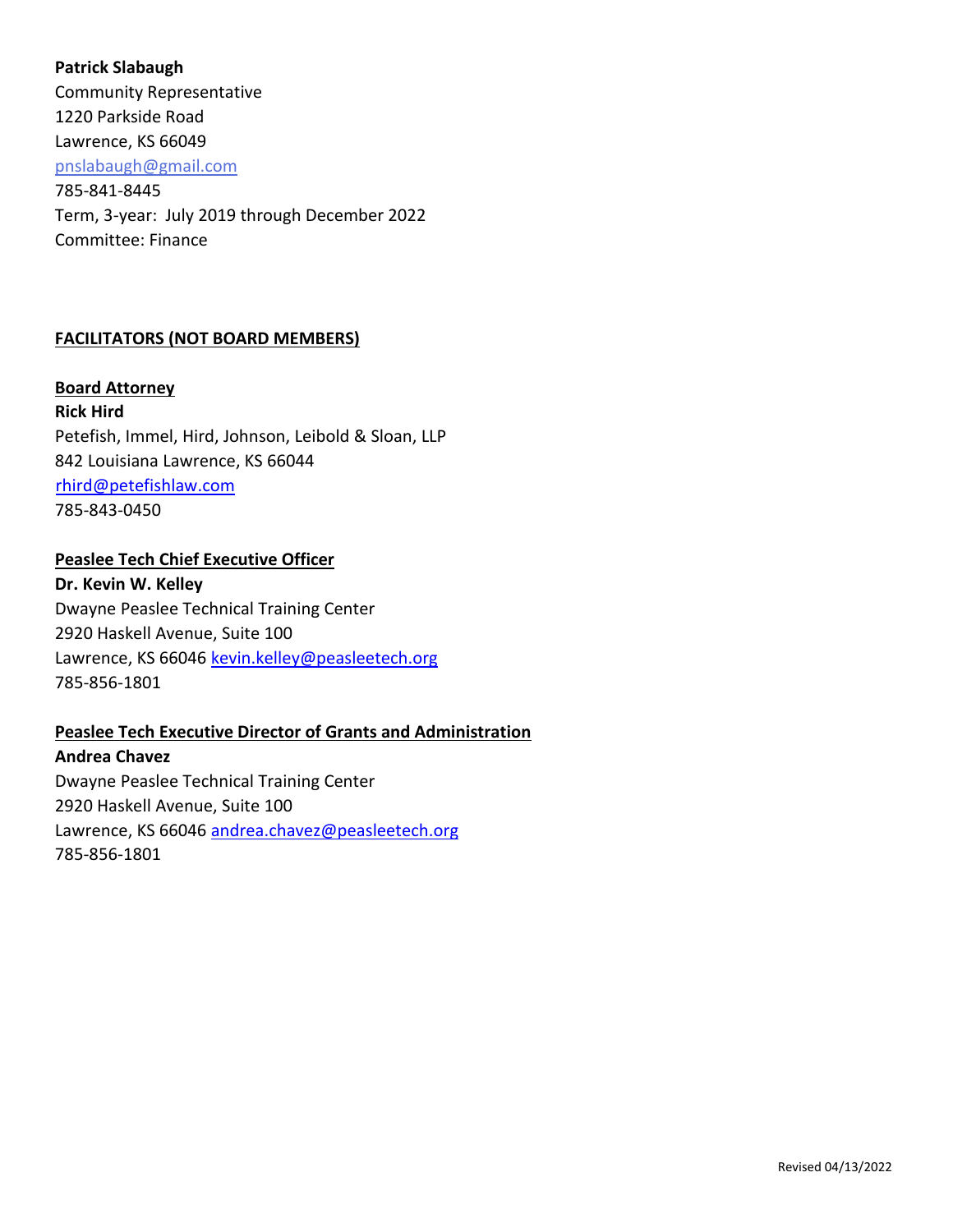**Patrick Slabaugh**
Community Representative
1220 Parkside Road
Lawrence, KS 66049
pnslabaugh@gmail.com
785-841-8445
Term, 3-year: July 2019 through December 2022
Committee: Finance

## FACILITATORS (NOT BOARD MEMBERS)

**Board Attorney**
**Rick Hird**
Petefish, Immel, Hird, Johnson, Leibold & Sloan, LLP
842 Louisiana Lawrence, KS 66044
rhird@petefishlaw.com
785-843-0450

**Peaslee Tech Chief Executive Officer**
**Dr. Kevin W. Kelley**
Dwayne Peaslee Technical Training Center
2920 Haskell Avenue, Suite 100
Lawrence, KS 66046 kevin.kelley@peasleetech.org
785-856-1801

**Peaslee Tech Executive Director of Grants and Administration**
**Andrea Chavez**
Dwayne Peaslee Technical Training Center
2920 Haskell Avenue, Suite 100
Lawrence, KS 66046 andrea.chavez@peasleetech.org
785-856-1801

Revised 04/13/2022